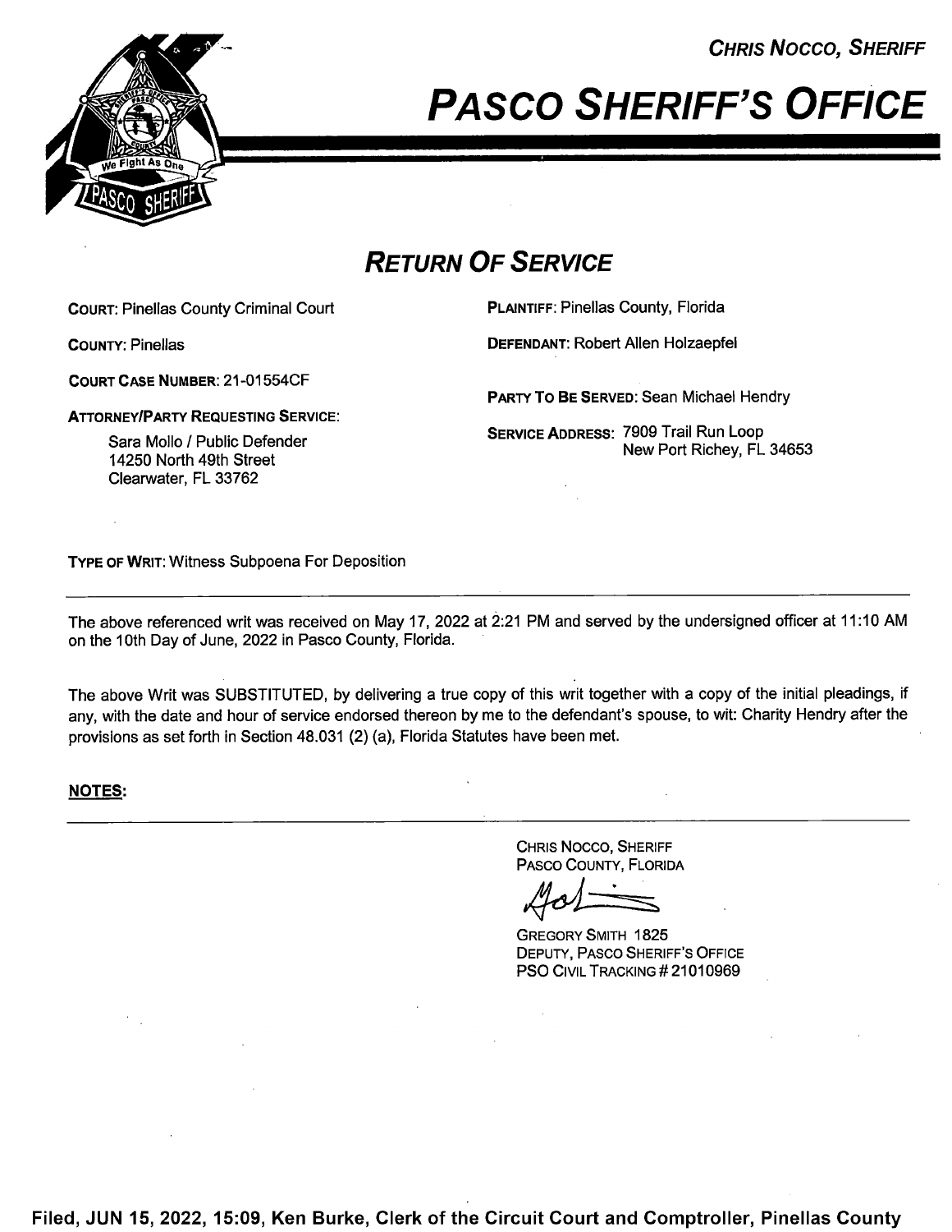**CHRIS NOCCO, SHERIFF**

# PASCO SHERIFF'S OFFICE

## RETURN OF SERVICE

**COURT:** Pinellas County Criminal Court

**COUNTY:** Pinellas

**COURT CASE NUMBER:** 21-01554CF

**ATTORNEY/PARTY REQUESTING SERVICE:**

Sara Mollo / Public Defender
14250 North 49th Street
Clearwater, FL 33762

**PLAINTIFF:** Pinellas County, Florida

**DEFENDANT:** Robert Allen Holzaepfel

**PARTY TO BE SERVED:** Sean Michael Hendry

**SERVICE ADDRESS:** 7909 Trail Run Loop
New Port Richey, FL 34653

**TYPE OF WRIT:** Witness Subpoena For Deposition

---

The above referenced writ was received on May 17, 2022 at 2:21 PM and served by the undersigned officer at 11:10 AM on the 10th Day of June, 2022 in Pasco County, Florida.

The above Writ was SUBSTITUTED, by delivering a true copy of this writ together with a copy of the initial pleadings, if any, with the date and hour of service endorsed thereon by me to the defendant's spouse, to wit: Charity Hendry after the provisions as set forth in Section 48.031 (2) (a), Florida Statutes have been met.

**NOTES:**

---

CHRIS NOCCO, SHERIFF
PASCO COUNTY, FLORIDA

GREGORY SMITH 1825
DEPUTY, PASCO SHERIFF'S OFFICE
PSO CIVIL TRACKING # 21010969

**Filed, JUN 15, 2022, 15:09, Ken Burke, Clerk of the Circuit Court and Comptroller, Pinellas County**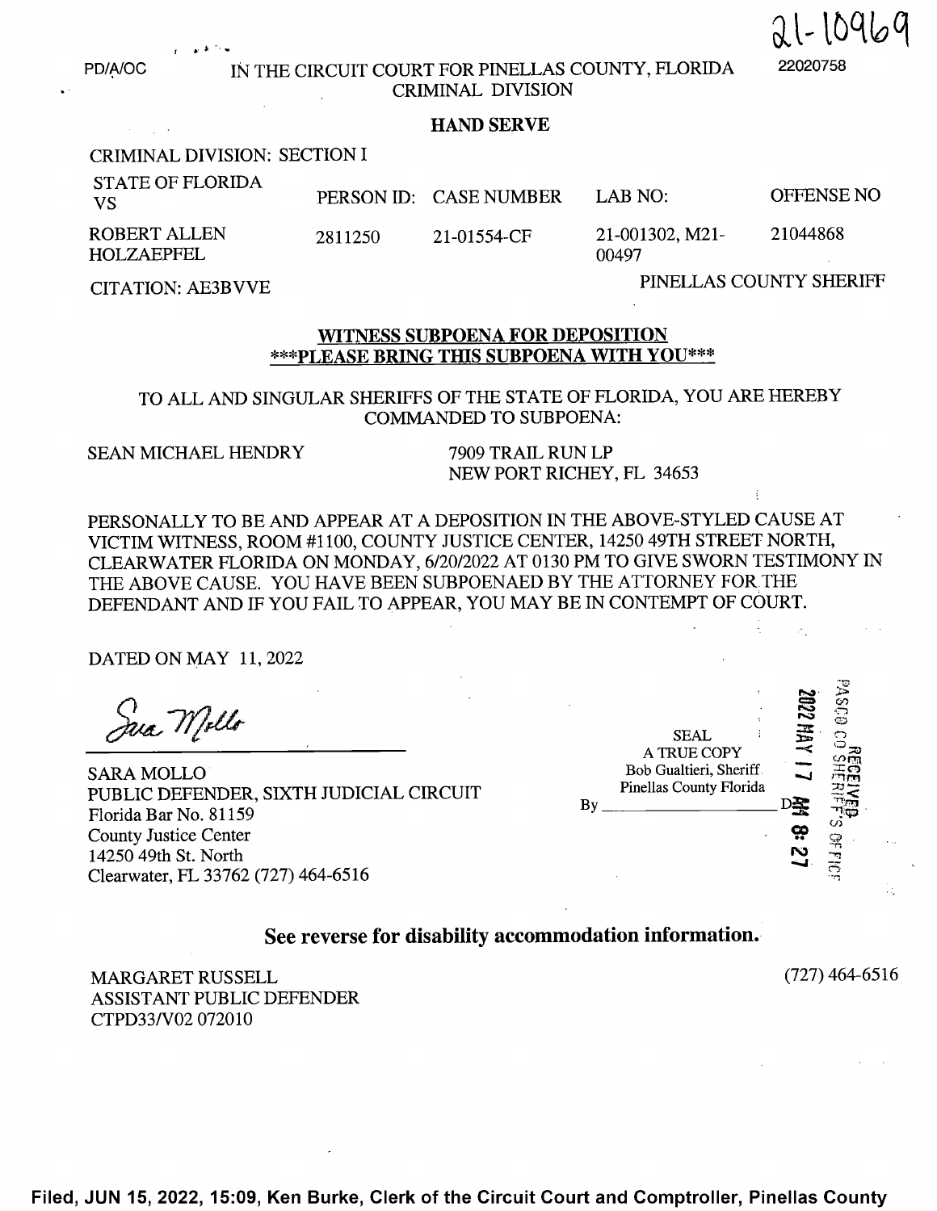21-10969

PD/A/OC

22020758

IN THE CIRCUIT COURT FOR PINELLAS COUNTY, FLORIDA
CRIMINAL DIVISION

**HAND SERVE**

CRIMINAL DIVISION: SECTION I

| STATE OF FLORIDA VS | PERSON ID: | CASE NUMBER | LAB NO: | OFFENSE NO |
|---|---|---|---|---|
| ROBERT ALLEN HOLZAEPFEL | 2811250 | 21-01554-CF | 21-001302, M21-00497 | 21044868 |

CITATION: AE3BVVE

PINELLAS COUNTY SHERIFF

## WITNESS SUBPOENA FOR DEPOSITION
## ***PLEASE BRING THIS SUBPOENA WITH YOU***

TO ALL AND SINGULAR SHERIFFS OF THE STATE OF FLORIDA, YOU ARE HEREBY COMMANDED TO SUBPOENA:

SEAN MICHAEL HENDRY
7909 TRAIL RUN LP
NEW PORT RICHEY, FL 34653

PERSONALLY TO BE AND APPEAR AT A DEPOSITION IN THE ABOVE-STYLED CAUSE AT VICTIM WITNESS, ROOM #1100, COUNTY JUSTICE CENTER, 14250 49TH STREET NORTH, CLEARWATER FLORIDA ON MONDAY, 6/20/2022 AT 0130 PM TO GIVE SWORN TESTIMONY IN THE ABOVE CAUSE. YOU HAVE BEEN SUBPOENAED BY THE ATTORNEY FOR THE DEFENDANT AND IF YOU FAIL TO APPEAR, YOU MAY BE IN CONTEMPT OF COURT.

DATED ON MAY 11, 2022

*Sara Mollo*

SARA MOLLO
PUBLIC DEFENDER, SIXTH JUDICIAL CIRCUIT
Florida Bar No. 81159
County Justice Center
14250 49th St. North
Clearwater, FL 33762 (727) 464-6516

SEAL
A TRUE COPY
Bob Gualtieri, Sheriff
Pinellas County Florida
By _______________________ D

RECEIVED
PASCO CO SHERIFF'S OFFICE
2022 MAY 17 AM 8:27

**See reverse for disability accommodation information.**

MARGARET RUSSELL
ASSISTANT PUBLIC DEFENDER
CTPD33/V02 072010

(727) 464-6516

**Filed, JUN 15, 2022, 15:09, Ken Burke, Clerk of the Circuit Court and Comptroller, Pinellas County**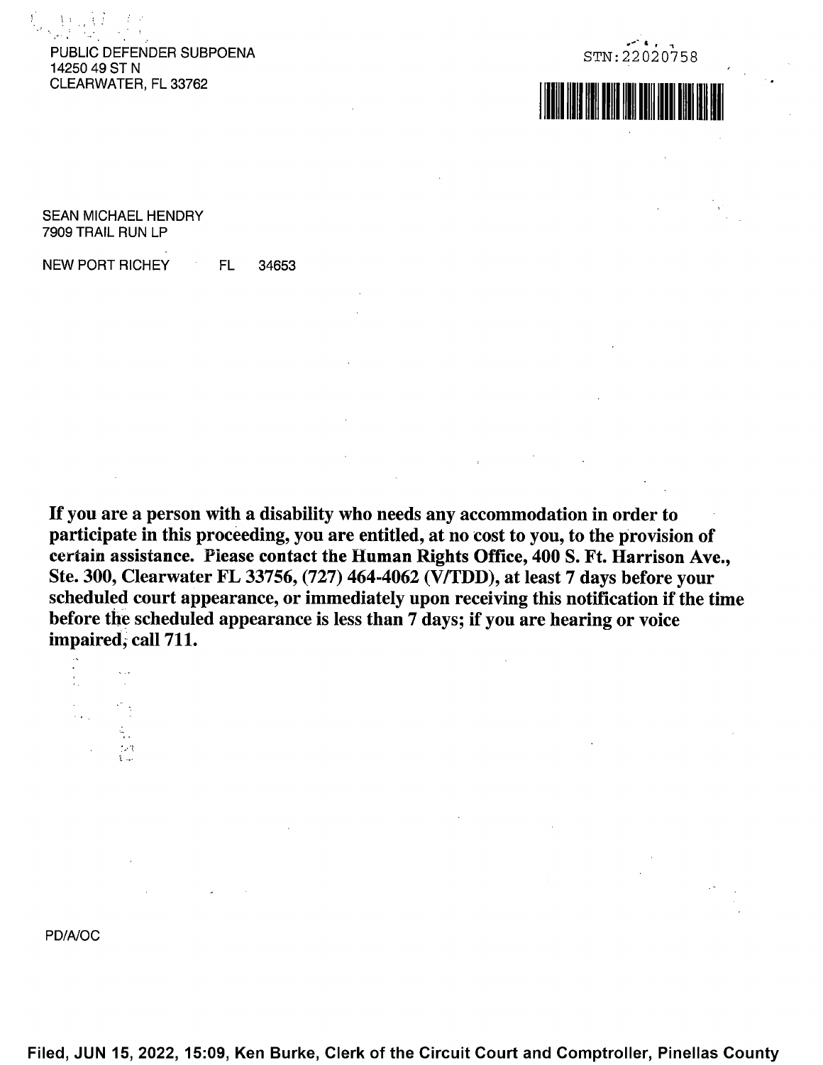PUBLIC DEFENDER SUBPOENA
14250 49 ST N
CLEARWATER, FL 33762

STN: 22020758

SEAN MICHAEL HENDRY
7909 TRAIL RUN LP

NEW PORT RICHEY FL 34653

**If you are a person with a disability who needs any accommodation in order to participate in this proceeding, you are entitled, at no cost to you, to the provision of certain assistance. Please contact the Human Rights Office, 400 S. Ft. Harrison Ave., Ste. 300, Clearwater FL 33756, (727) 464-4062 (V/TDD), at least 7 days before your scheduled court appearance, or immediately upon receiving this notification if the time before the scheduled appearance is less than 7 days; if you are hearing or voice impaired, call 711.**

PD/A/OC

**Filed, JUN 15, 2022, 15:09, Ken Burke, Clerk of the Circuit Court and Comptroller, Pinellas County**